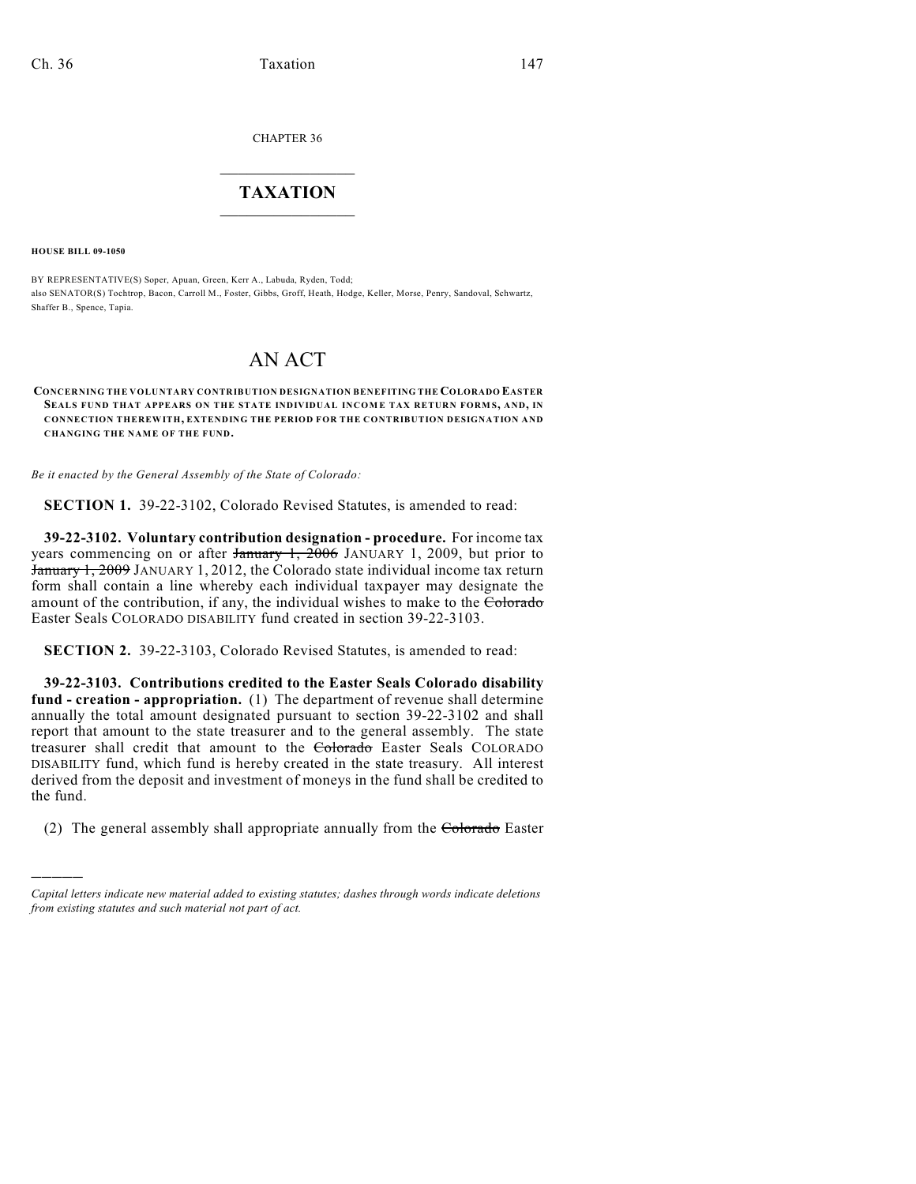CHAPTER 36

# TAXATION

**HOUSE BILL 09-1050**

BY REPRESENTATIVE(S) Soper, Apuan, Green, Kerr A., Labuda, Ryden, Todd;
also SENATOR(S) Tochtrop, Bacon, Carroll M., Foster, Gibbs, Groff, Heath, Hodge, Keller, Morse, Penry, Sandoval, Schwartz, Shaffer B., Spence, Tapia.

# AN ACT

**CONCERNING THE VOLUNTARY CONTRIBUTION DESIGNATION BENEFITING THE COLORADO EASTER SEALS FUND THAT APPEARS ON THE STATE INDIVIDUAL INCOME TAX RETURN FORMS, AND, IN CONNECTION THEREWITH, EXTENDING THE PERIOD FOR THE CONTRIBUTION DESIGNATION AND CHANGING THE NAME OF THE FUND.**

*Be it enacted by the General Assembly of the State of Colorado:*

**SECTION 1.** 39-22-3102, Colorado Revised Statutes, is amended to read:

**39-22-3102. Voluntary contribution designation - procedure.** For income tax years commencing on or after ~~January 1, 2006~~ JANUARY 1, 2009, but prior to ~~January 1, 2009~~ JANUARY 1, 2012, the Colorado state individual income tax return form shall contain a line whereby each individual taxpayer may designate the amount of the contribution, if any, the individual wishes to make to the ~~Colorado~~ Easter Seals COLORADO DISABILITY fund created in section 39-22-3103.

**SECTION 2.** 39-22-3103, Colorado Revised Statutes, is amended to read:

**39-22-3103. Contributions credited to the Easter Seals Colorado disability fund - creation - appropriation.** (1) The department of revenue shall determine annually the total amount designated pursuant to section 39-22-3102 and shall report that amount to the state treasurer and to the general assembly. The state treasurer shall credit that amount to the ~~Colorado~~ Easter Seals COLORADO DISABILITY fund, which fund is hereby created in the state treasury. All interest derived from the deposit and investment of moneys in the fund shall be credited to the fund.

(2) The general assembly shall appropriate annually from the ~~Colorado~~ Easter

---

*Capital letters indicate new material added to existing statutes; dashes through words indicate deletions from existing statutes and such material not part of act.*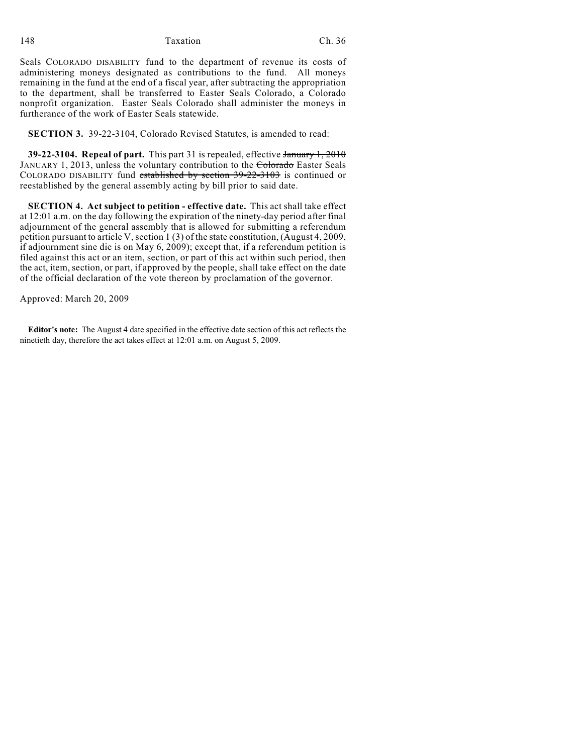Seals COLORADO DISABILITY fund to the department of revenue its costs of administering moneys designated as contributions to the fund. All moneys remaining in the fund at the end of a fiscal year, after subtracting the appropriation to the department, shall be transferred to Easter Seals Colorado, a Colorado nonprofit organization. Easter Seals Colorado shall administer the moneys in furtherance of the work of Easter Seals statewide.

**SECTION 3.** 39-22-3104, Colorado Revised Statutes, is amended to read:

**39-22-3104. Repeal of part.** This part 31 is repealed, effective ~~January 1, 2010~~ JANUARY 1, 2013, unless the voluntary contribution to the ~~Colorado~~ Easter Seals COLORADO DISABILITY fund ~~established by section 39-22-3103~~ is continued or reestablished by the general assembly acting by bill prior to said date.

**SECTION 4. Act subject to petition - effective date.** This act shall take effect at 12:01 a.m. on the day following the expiration of the ninety-day period after final adjournment of the general assembly that is allowed for submitting a referendum petition pursuant to article V, section 1 (3) of the state constitution, (August 4, 2009, if adjournment sine die is on May 6, 2009); except that, if a referendum petition is filed against this act or an item, section, or part of this act within such period, then the act, item, section, or part, if approved by the people, shall take effect on the date of the official declaration of the vote thereon by proclamation of the governor.

Approved: March 20, 2009

**Editor's note:** The August 4 date specified in the effective date section of this act reflects the ninetieth day, therefore the act takes effect at 12:01 a.m. on August 5, 2009.